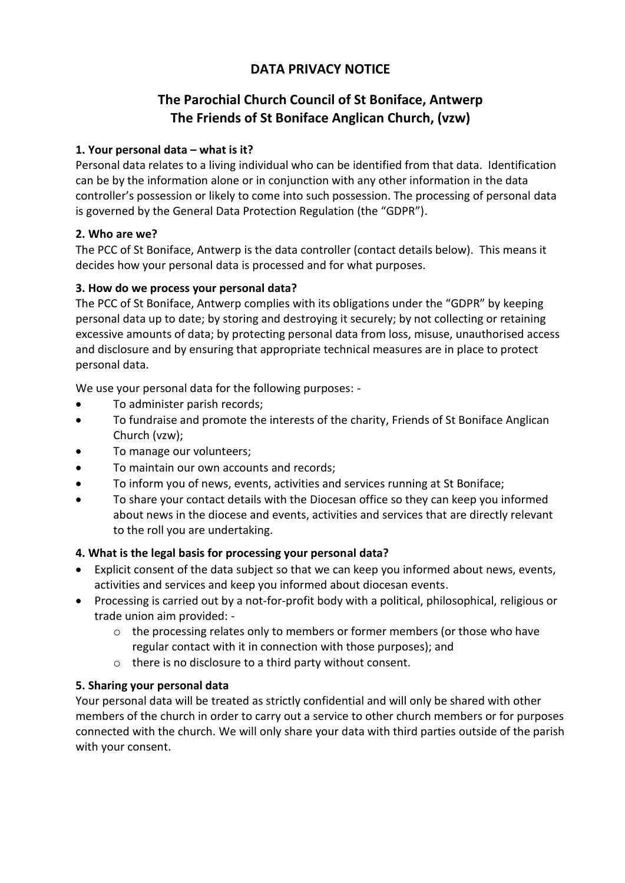# DATA PRIVACY NOTICE

## The Parochial Church Council of St Boniface, Antwerp
## The Friends of St Boniface Anglican Church, (vzw)

### 1. Your personal data – what is it?

Personal data relates to a living individual who can be identified from that data. Identification can be by the information alone or in conjunction with any other information in the data controller's possession or likely to come into such possession. The processing of personal data is governed by the General Data Protection Regulation (the "GDPR").

### 2. Who are we?

The PCC of St Boniface, Antwerp is the data controller (contact details below). This means it decides how your personal data is processed and for what purposes.

### 3. How do we process your personal data?

The PCC of St Boniface, Antwerp complies with its obligations under the "GDPR" by keeping personal data up to date; by storing and destroying it securely; by not collecting or retaining excessive amounts of data; by protecting personal data from loss, misuse, unauthorised access and disclosure and by ensuring that appropriate technical measures are in place to protect personal data.

We use your personal data for the following purposes: -

- To administer parish records;
- To fundraise and promote the interests of the charity, Friends of St Boniface Anglican Church (vzw);
- To manage our volunteers;
- To maintain our own accounts and records;
- To inform you of news, events, activities and services running at St Boniface;
- To share your contact details with the Diocesan office so they can keep you informed about news in the diocese and events, activities and services that are directly relevant to the roll you are undertaking.

### 4. What is the legal basis for processing your personal data?

- Explicit consent of the data subject so that we can keep you informed about news, events, activities and services and keep you informed about diocesan events.
- Processing is carried out by a not-for-profit body with a political, philosophical, religious or trade union aim provided: -
  - the processing relates only to members or former members (or those who have regular contact with it in connection with those purposes); and
  - there is no disclosure to a third party without consent.

### 5. Sharing your personal data

Your personal data will be treated as strictly confidential and will only be shared with other members of the church in order to carry out a service to other church members or for purposes connected with the church. We will only share your data with third parties outside of the parish with your consent.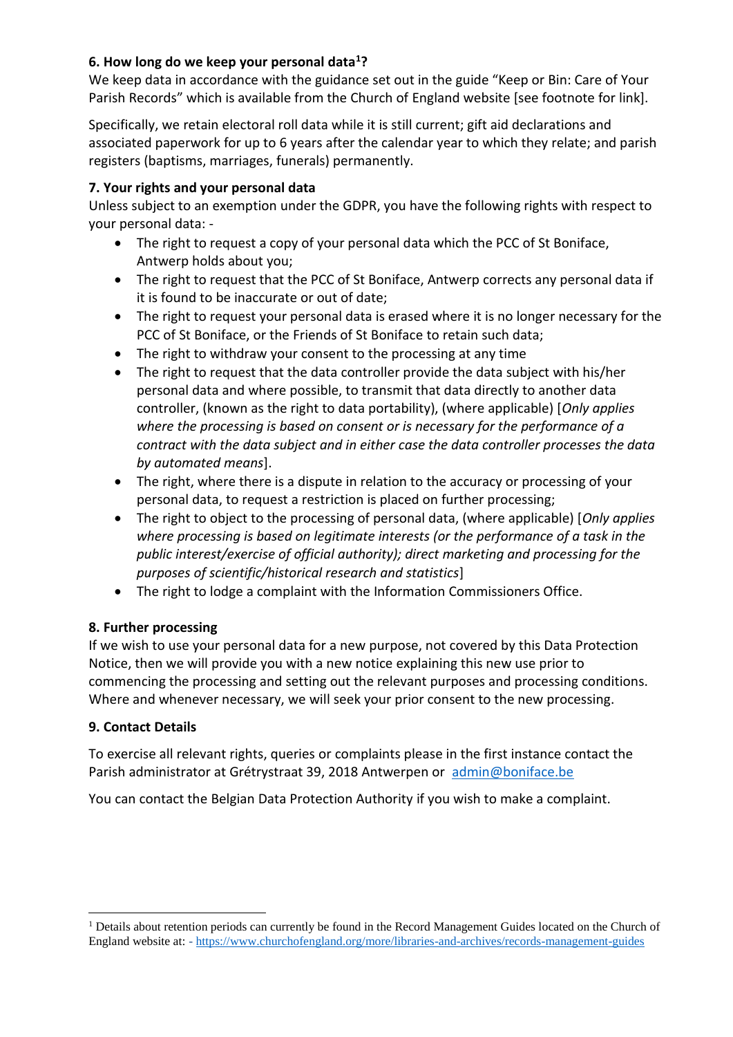**6. How long do we keep your personal data[1]?**

We keep data in accordance with the guidance set out in the guide "Keep or Bin: Care of Your Parish Records" which is available from the Church of England website [see footnote for link].

Specifically, we retain electoral roll data while it is still current; gift aid declarations and associated paperwork for up to 6 years after the calendar year to which they relate; and parish registers (baptisms, marriages, funerals) permanently.

**7. Your rights and your personal data**

Unless subject to an exemption under the GDPR, you have the following rights with respect to your personal data: -

- The right to request a copy of your personal data which the PCC of St Boniface, Antwerp holds about you;
- The right to request that the PCC of St Boniface, Antwerp corrects any personal data if it is found to be inaccurate or out of date;
- The right to request your personal data is erased where it is no longer necessary for the PCC of St Boniface, or the Friends of St Boniface to retain such data;
- The right to withdraw your consent to the processing at any time
- The right to request that the data controller provide the data subject with his/her personal data and where possible, to transmit that data directly to another data controller, (known as the right to data portability), (where applicable) [*Only applies where the processing is based on consent or is necessary for the performance of a contract with the data subject and in either case the data controller processes the data by automated means*].
- The right, where there is a dispute in relation to the accuracy or processing of your personal data, to request a restriction is placed on further processing;
- The right to object to the processing of personal data, (where applicable) [*Only applies where processing is based on legitimate interests (or the performance of a task in the public interest/exercise of official authority); direct marketing and processing for the purposes of scientific/historical research and statistics*]
- The right to lodge a complaint with the Information Commissioners Office.

**8. Further processing**

If we wish to use your personal data for a new purpose, not covered by this Data Protection Notice, then we will provide you with a new notice explaining this new use prior to commencing the processing and setting out the relevant purposes and processing conditions. Where and whenever necessary, we will seek your prior consent to the new processing.

**9. Contact Details**

To exercise all relevant rights, queries or complaints please in the first instance contact the Parish administrator at Grétrystraat 39, 2018 Antwerpen or [admin@boniface.be](mailto:admin@boniface.be)

You can contact the Belgian Data Protection Authority if you wish to make a complaint.

---

[1] Details about retention periods can currently be found in the Record Management Guides located on the Church of England website at: - https://www.churchofengland.org/more/libraries-and-archives/records-management-guides